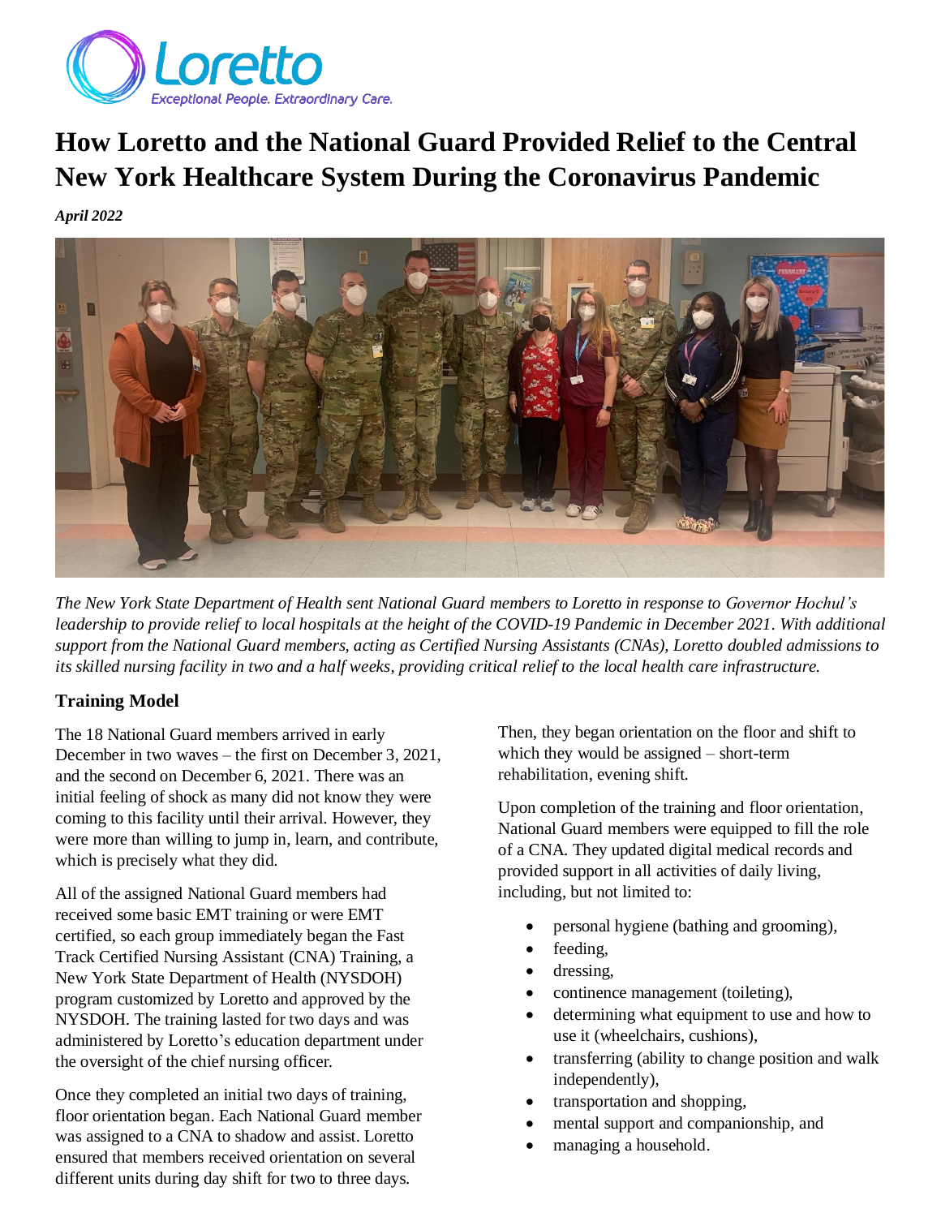# How Loretto and the National Guard Provided Relief to the Central New York Healthcare System During the Coronavirus Pandemic

***April 2022***

*The New York State Department of Health sent National Guard members to Loretto in response to Governor Hochul's leadership to provide relief to local hospitals at the height of the COVID-19 Pandemic in December 2021. With additional support from the National Guard members, acting as Certified Nursing Assistants (CNAs), Loretto doubled admissions to its skilled nursing facility in two and a half weeks, providing critical relief to the local health care infrastructure.*

## Training Model

The 18 National Guard members arrived in early December in two waves – the first on December 3, 2021, and the second on December 6, 2021. There was an initial feeling of shock as many did not know they were coming to this facility until their arrival. However, they were more than willing to jump in, learn, and contribute, which is precisely what they did.

All of the assigned National Guard members had received some basic EMT training or were EMT certified, so each group immediately began the Fast Track Certified Nursing Assistant (CNA) Training, a New York State Department of Health (NYSDOH) program customized by Loretto and approved by the NYSDOH. The training lasted for two days and was administered by Loretto's education department under the oversight of the chief nursing officer.

Once they completed an initial two days of training, floor orientation began. Each National Guard member was assigned to a CNA to shadow and assist. Loretto ensured that members received orientation on several different units during day shift for two to three days. Then, they began orientation on the floor and shift to which they would be assigned – short-term rehabilitation, evening shift.

Upon completion of the training and floor orientation, National Guard members were equipped to fill the role of a CNA. They updated digital medical records and provided support in all activities of daily living, including, but not limited to:

- personal hygiene (bathing and grooming),
- feeding,
- dressing,
- continence management (toileting),
- determining what equipment to use and how to use it (wheelchairs, cushions),
- transferring (ability to change position and walk independently),
- transportation and shopping,
- mental support and companionship, and
- managing a household.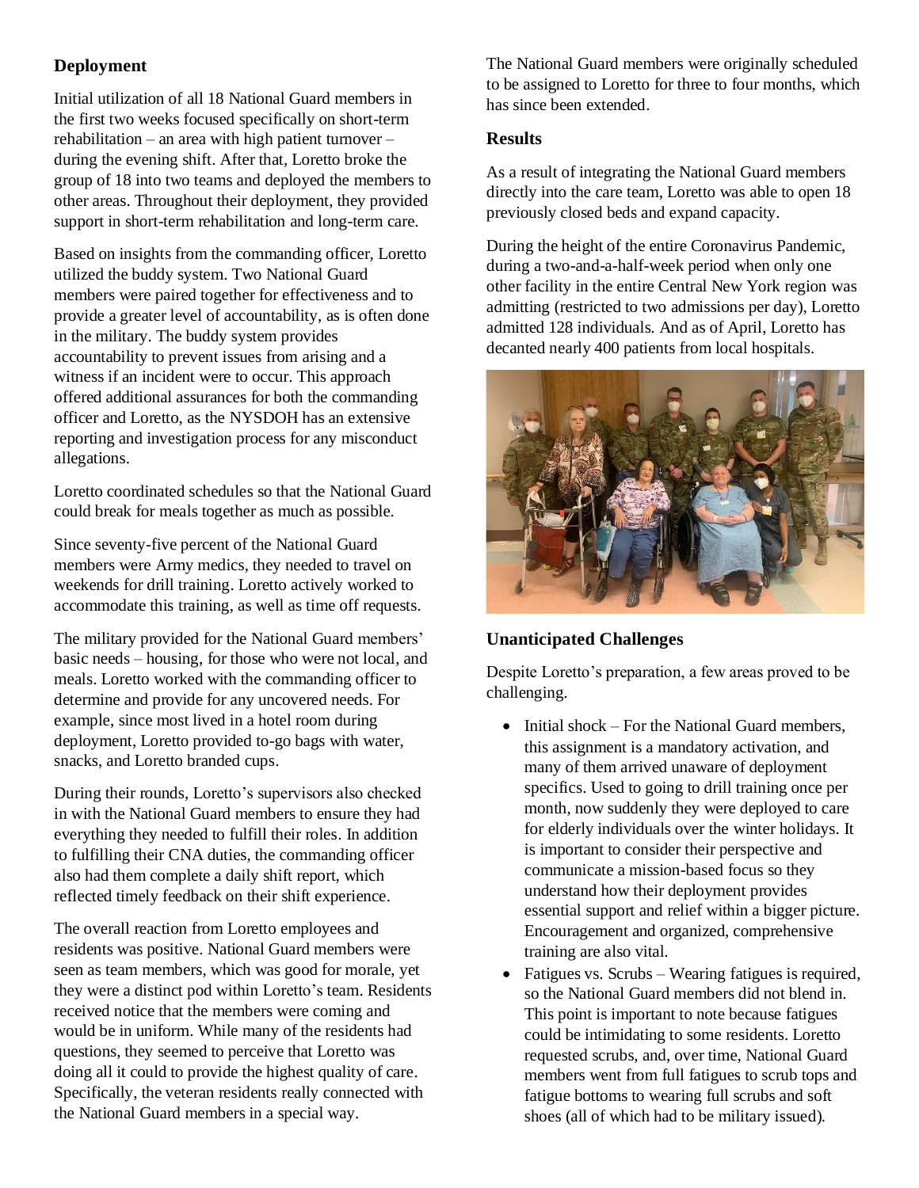### Deployment

Initial utilization of all 18 National Guard members in the first two weeks focused specifically on short-term rehabilitation – an area with high patient turnover – during the evening shift. After that, Loretto broke the group of 18 into two teams and deployed the members to other areas. Throughout their deployment, they provided support in short-term rehabilitation and long-term care.

Based on insights from the commanding officer, Loretto utilized the buddy system. Two National Guard members were paired together for effectiveness and to provide a greater level of accountability, as is often done in the military. The buddy system provides accountability to prevent issues from arising and a witness if an incident were to occur. This approach offered additional assurances for both the commanding officer and Loretto, as the NYSDOH has an extensive reporting and investigation process for any misconduct allegations.

Loretto coordinated schedules so that the National Guard could break for meals together as much as possible.

Since seventy-five percent of the National Guard members were Army medics, they needed to travel on weekends for drill training. Loretto actively worked to accommodate this training, as well as time off requests.

The military provided for the National Guard members' basic needs – housing, for those who were not local, and meals. Loretto worked with the commanding officer to determine and provide for any uncovered needs. For example, since most lived in a hotel room during deployment, Loretto provided to-go bags with water, snacks, and Loretto branded cups.

During their rounds, Loretto's supervisors also checked in with the National Guard members to ensure they had everything they needed to fulfill their roles. In addition to fulfilling their CNA duties, the commanding officer also had them complete a daily shift report, which reflected timely feedback on their shift experience.

The overall reaction from Loretto employees and residents was positive. National Guard members were seen as team members, which was good for morale, yet they were a distinct pod within Loretto's team. Residents received notice that the members were coming and would be in uniform. While many of the residents had questions, they seemed to perceive that Loretto was doing all it could to provide the highest quality of care. Specifically, the veteran residents really connected with the National Guard members in a special way.

The National Guard members were originally scheduled to be assigned to Loretto for three to four months, which has since been extended.

### Results

As a result of integrating the National Guard members directly into the care team, Loretto was able to open 18 previously closed beds and expand capacity.

During the height of the entire Coronavirus Pandemic, during a two-and-a-half-week period when only one other facility in the entire Central New York region was admitting (restricted to two admissions per day), Loretto admitted 128 individuals. And as of April, Loretto has decanted nearly 400 patients from local hospitals.

### Unanticipated Challenges

Despite Loretto's preparation, a few areas proved to be challenging.

- Initial shock – For the National Guard members, this assignment is a mandatory activation, and many of them arrived unaware of deployment specifics. Used to going to drill training once per month, now suddenly they were deployed to care for elderly individuals over the winter holidays. It is important to consider their perspective and communicate a mission-based focus so they understand how their deployment provides essential support and relief within a bigger picture. Encouragement and organized, comprehensive training are also vital.
- Fatigues vs. Scrubs – Wearing fatigues is required, so the National Guard members did not blend in. This point is important to note because fatigues could be intimidating to some residents. Loretto requested scrubs, and, over time, National Guard members went from full fatigues to scrub tops and fatigue bottoms to wearing full scrubs and soft shoes (all of which had to be military issued).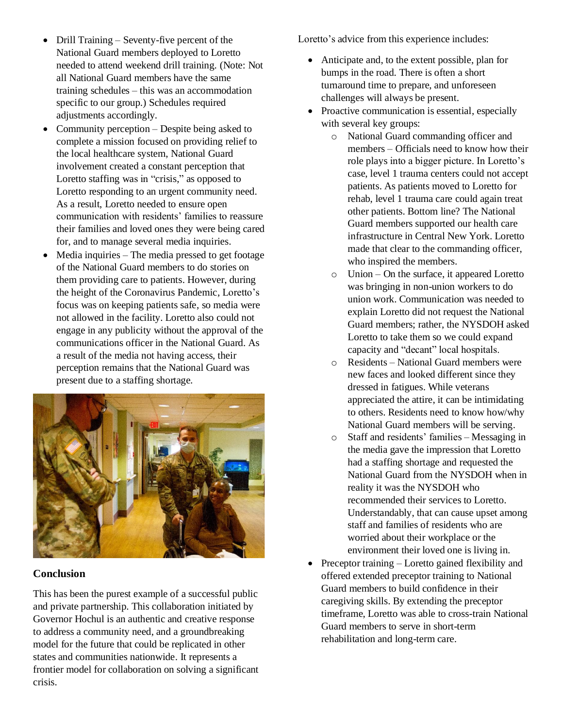- Drill Training – Seventy-five percent of the National Guard members deployed to Loretto needed to attend weekend drill training. (Note: Not all National Guard members have the same training schedules – this was an accommodation specific to our group.) Schedules required adjustments accordingly.
- Community perception – Despite being asked to complete a mission focused on providing relief to the local healthcare system, National Guard involvement created a constant perception that Loretto staffing was in "crisis," as opposed to Loretto responding to an urgent community need. As a result, Loretto needed to ensure open communication with residents' families to reassure their families and loved ones they were being cared for, and to manage several media inquiries.
- Media inquiries – The media pressed to get footage of the National Guard members to do stories on them providing care to patients. However, during the height of the Coronavirus Pandemic, Loretto's focus was on keeping patients safe, so media were not allowed in the facility. Loretto also could not engage in any publicity without the approval of the communications officer in the National Guard. As a result of the media not having access, their perception remains that the National Guard was present due to a staffing shortage.

## Conclusion

This has been the purest example of a successful public and private partnership. This collaboration initiated by Governor Hochul is an authentic and creative response to address a community need, and a groundbreaking model for the future that could be replicated in other states and communities nationwide. It represents a frontier model for collaboration on solving a significant crisis.

Loretto's advice from this experience includes:

- Anticipate and, to the extent possible, plan for bumps in the road. There is often a short turnaround time to prepare, and unforeseen challenges will always be present.
- Proactive communication is essential, especially with several key groups:
  - National Guard commanding officer and members – Officials need to know how their role plays into a bigger picture. In Loretto's case, level 1 trauma centers could not accept patients. As patients moved to Loretto for rehab, level 1 trauma care could again treat other patients. Bottom line? The National Guard members supported our health care infrastructure in Central New York. Loretto made that clear to the commanding officer, who inspired the members.
  - Union – On the surface, it appeared Loretto was bringing in non-union workers to do union work. Communication was needed to explain Loretto did not request the National Guard members; rather, the NYSDOH asked Loretto to take them so we could expand capacity and "decant" local hospitals.
  - Residents – National Guard members were new faces and looked different since they dressed in fatigues. While veterans appreciated the attire, it can be intimidating to others. Residents need to know how/why National Guard members will be serving.
  - Staff and residents' families – Messaging in the media gave the impression that Loretto had a staffing shortage and requested the National Guard from the NYSDOH when in reality it was the NYSDOH who recommended their services to Loretto. Understandably, that can cause upset among staff and families of residents who are worried about their workplace or the environment their loved one is living in.
- Preceptor training – Loretto gained flexibility and offered extended preceptor training to National Guard members to build confidence in their caregiving skills. By extending the preceptor timeframe, Loretto was able to cross-train National Guard members to serve in short-term rehabilitation and long-term care.